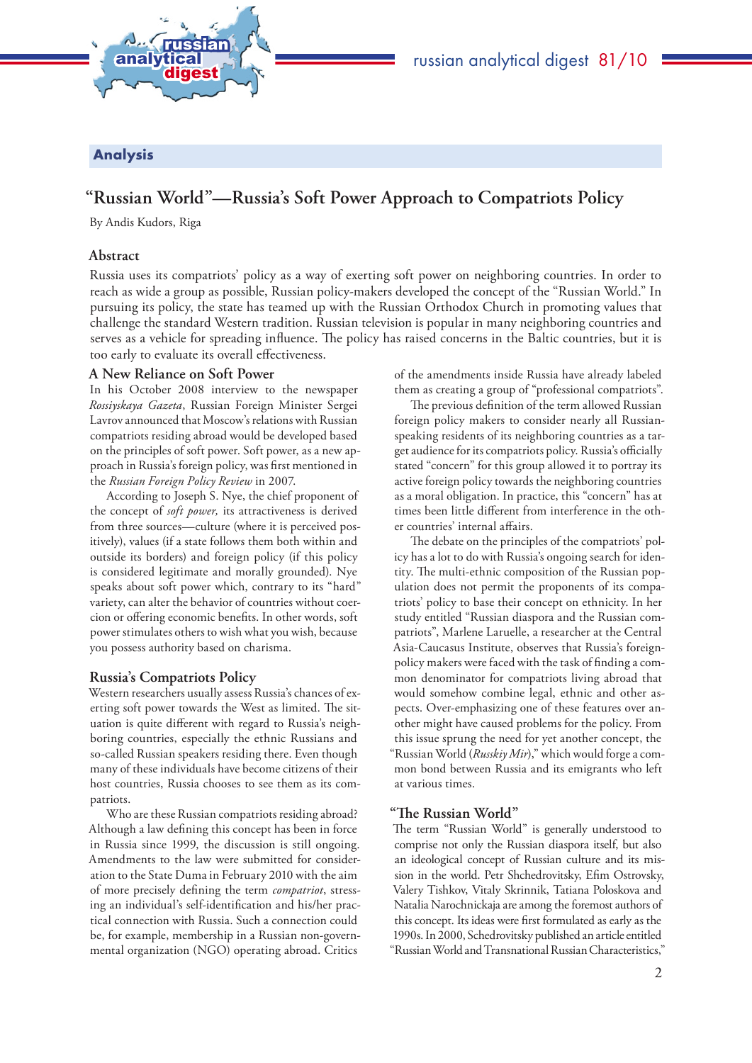## Analysis

# "Russian World"—Russia's Soft Power Approach to Compatriots Policy

By Andis Kudors, Riga

## Abstract

Russia uses its compatriots' policy as a way of exerting soft power on neighboring countries. In order to reach as wide a group as possible, Russian policy-makers developed the concept of the "Russian World." In pursuing its policy, the state has teamed up with the Russian Orthodox Church in promoting values that challenge the standard Western tradition. Russian television is popular in many neighboring countries and serves as a vehicle for spreading influence. The policy has raised concerns in the Baltic countries, but it is too early to evaluate its overall effectiveness.

## A New Reliance on Soft Power

In his October 2008 interview to the newspaper *Rossiyskaya Gazeta*, Russian Foreign Minister Sergei Lavrov announced that Moscow's relations with Russian compatriots residing abroad would be developed based on the principles of soft power. Soft power, as a new approach in Russia's foreign policy, was first mentioned in the *Russian Foreign Policy Review* in 2007.

According to Joseph S. Nye, the chief proponent of the concept of *soft power,* its attractiveness is derived from three sources—culture (where it is perceived positively), values (if a state follows them both within and outside its borders) and foreign policy (if this policy is considered legitimate and morally grounded). Nye speaks about soft power which, contrary to its "hard" variety, can alter the behavior of countries without coercion or offering economic benefits. In other words, soft power stimulates others to wish what you wish, because you possess authority based on charisma.

## Russia's Compatriots Policy

Western researchers usually assess Russia's chances of exerting soft power towards the West as limited. The situation is quite different with regard to Russia's neighboring countries, especially the ethnic Russians and so-called Russian speakers residing there. Even though many of these individuals have become citizens of their host countries, Russia chooses to see them as its compatriots.

Who are these Russian compatriots residing abroad? Although a law defining this concept has been in force in Russia since 1999, the discussion is still ongoing. Amendments to the law were submitted for consideration to the State Duma in February 2010 with the aim of more precisely defining the term *compatriot*, stressing an individual's self-identification and his/her practical connection with Russia. Such a connection could be, for example, membership in a Russian non-governmental organization (NGO) operating abroad. Critics of the amendments inside Russia have already labeled them as creating a group of "professional compatriots".

The previous definition of the term allowed Russian foreign policy makers to consider nearly all Russian-speaking residents of its neighboring countries as a target audience for its compatriots policy. Russia's officially stated "concern" for this group allowed it to portray its active foreign policy towards the neighboring countries as a moral obligation. In practice, this "concern" has at times been little different from interference in the other countries' internal affairs.

The debate on the principles of the compatriots' policy has a lot to do with Russia's ongoing search for identity. The multi-ethnic composition of the Russian population does not permit the proponents of its compatriots' policy to base their concept on ethnicity. In her study entitled "Russian diaspora and the Russian compatriots", Marlene Laruelle, a researcher at the Central Asia-Caucasus Institute, observes that Russia's foreign-policy makers were faced with the task of finding a common denominator for compatriots living abroad that would somehow combine legal, ethnic and other aspects. Over-emphasizing one of these features over another might have caused problems for the policy. From this issue sprung the need for yet another concept, the "Russian World (*Russkiy Mir*)," which would forge a common bond between Russia and its emigrants who left at various times.

## "The Russian World"

The term "Russian World" is generally understood to comprise not only the Russian diaspora itself, but also an ideological concept of Russian culture and its mission in the world. Petr Shchedrovitsky, Efim Ostrovsky, Valery Tishkov, Vitaly Skrinnik, Tatiana Poloskova and Natalia Narochnickaja are among the foremost authors of this concept. Its ideas were first formulated as early as the 1990s. In 2000, Schedrovitsky published an article entitled "Russian World and Transnational Russian Characteristics,"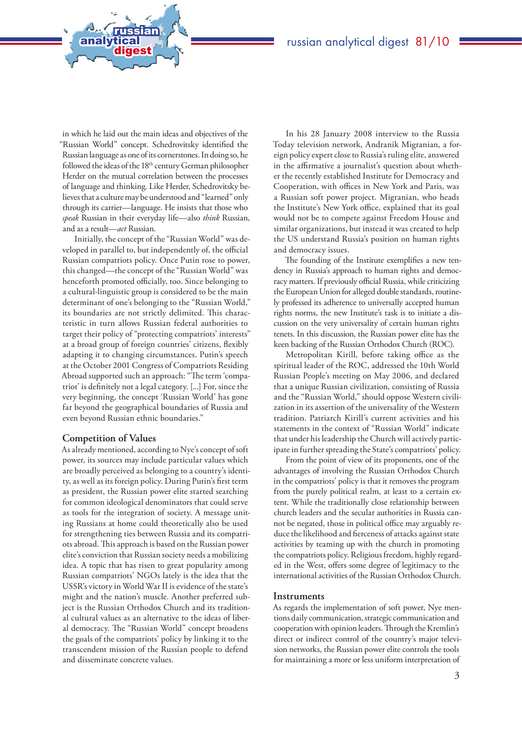in which he laid out the main ideas and objectives of the "Russian World" concept. Schedrovitsky identified the Russian language as one of its cornerstones. In doing so, he followed the ideas of the 18th century German philosopher Herder on the mutual correlation between the processes of language and thinking. Like Herder, Schedrovitsky believes that a culture may be understood and "learned" only through its carrier—language. He insists that those who *speak* Russian in their everyday life—also *think* Russian, and as a result—*act* Russian.

Initially, the concept of the "Russian World" was developed in parallel to, but independently of, the official Russian compatriots policy. Once Putin rose to power, this changed—the concept of the "Russian World" was henceforth promoted officially, too. Since belonging to a cultural-linguistic group is considered to be the main determinant of one's belonging to the "Russian World," its boundaries are not strictly delimited. This characteristic in turn allows Russian federal authorities to target their policy of "protecting compatriots' interests" at a broad group of foreign countries' citizens, flexibly adapting it to changing circumstances. Putin's speech at the October 2001 Congress of Compatriots Residing Abroad supported such an approach: "The term 'compatriot' is definitely not a legal category. [...] For, since the very beginning, the concept 'Russian World' has gone far beyond the geographical boundaries of Russia and even beyond Russian ethnic boundaries."

## Competition of Values

As already mentioned, according to Nye's concept of soft power, its sources may include particular values which are broadly perceived as belonging to a country's identity, as well as its foreign policy. During Putin's first term as president, the Russian power elite started searching for common ideological denominators that could serve as tools for the integration of society. A message uniting Russians at home could theoretically also be used for strengthening ties between Russia and its compatriots abroad. This approach is based on the Russian power elite's conviction that Russian society needs a mobilizing idea. A topic that has risen to great popularity among Russian compatriots' NGOs lately is the idea that the USSR's victory in World War II is evidence of the state's might and the nation's muscle. Another preferred subject is the Russian Orthodox Church and its traditional cultural values as an alternative to the ideas of liberal democracy. The "Russian World" concept broadens the goals of the compatriots' policy by linking it to the transcendent mission of the Russian people to defend and disseminate concrete values.

In his 28 January 2008 interview to the Russia Today television network, Andranik Migranian, a foreign policy expert close to Russia's ruling elite, answered in the affirmative a journalist's question about whether the recently established Institute for Democracy and Cooperation, with offices in New York and Paris, was a Russian soft power project. Migranian, who heads the Institute's New York office, explained that its goal would not be to compete against Freedom House and similar organizations, but instead it was created to help the US understand Russia's position on human rights and democracy issues.

The founding of the Institute exemplifies a new tendency in Russia's approach to human rights and democracy matters. If previously official Russia, while criticizing the European Union for alleged double standards, routinely professed its adherence to universally accepted human rights norms, the new Institute's task is to initiate a discussion on the very universality of certain human rights tenets. In this discussion, the Russian power elite has the keen backing of the Russian Orthodox Church (ROC).

Metropolitan Kirill, before taking office as the spiritual leader of the ROC, addressed the 10th World Russian People's meeting on May 2006, and declared that a unique Russian civilization, consisting of Russia and the "Russian World," should oppose Western civilization in its assertion of the universality of the Western tradition. Patriarch Kirill's current activities and his statements in the context of "Russian World" indicate that under his leadership the Church will actively participate in further spreading the State's compatriots' policy.

From the point of view of its proponents, one of the advantages of involving the Russian Orthodox Church in the compatriots' policy is that it removes the program from the purely political realm, at least to a certain extent. While the traditionally close relationship between church leaders and the secular authorities in Russia cannot be negated, those in political office may arguably reduce the likelihood and fierceness of attacks against state activities by teaming up with the church in promoting the compatriots policy. Religious freedom, highly regarded in the West, offers some degree of legitimacy to the international activities of the Russian Orthodox Church.

## Instruments

As regards the implementation of soft power, Nye mentions daily communication, strategic communication and cooperation with opinion leaders. Through the Kremlin's direct or indirect control of the country's major television networks, the Russian power elite controls the tools for maintaining a more or less uniform interpretation of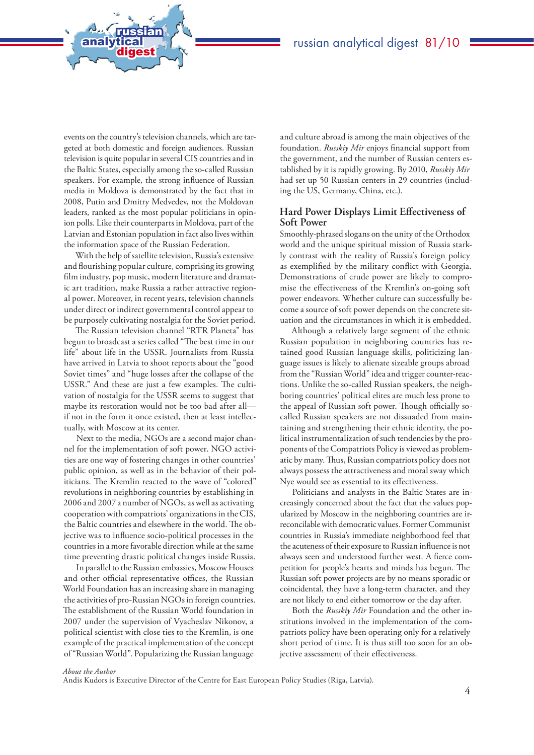events on the country's television channels, which are targeted at both domestic and foreign audiences. Russian television is quite popular in several CIS countries and in the Baltic States, especially among the so-called Russian speakers. For example, the strong influence of Russian media in Moldova is demonstrated by the fact that in 2008, Putin and Dmitry Medvedev, not the Moldovan leaders, ranked as the most popular politicians in opinion polls. Like their counterparts in Moldova, part of the Latvian and Estonian population in fact also lives within the information space of the Russian Federation.

With the help of satellite television, Russia's extensive and flourishing popular culture, comprising its growing film industry, pop music, modern literature and dramatic art tradition, make Russia a rather attractive regional power. Moreover, in recent years, television channels under direct or indirect governmental control appear to be purposely cultivating nostalgia for the Soviet period.

The Russian television channel "RTR Planeta" has begun to broadcast a series called "The best time in our life" about life in the USSR. Journalists from Russia have arrived in Latvia to shoot reports about the "good Soviet times" and "huge losses after the collapse of the USSR." And these are just a few examples. The cultivation of nostalgia for the USSR seems to suggest that maybe its restoration would not be too bad after all—if not in the form it once existed, then at least intellectually, with Moscow at its center.

Next to the media, NGOs are a second major channel for the implementation of soft power. NGO activities are one way of fostering changes in other countries' public opinion, as well as in the behavior of their politicians. The Kremlin reacted to the wave of "colored" revolutions in neighboring countries by establishing in 2006 and 2007 a number of NGOs, as well as activating cooperation with compatriots' organizations in the CIS, the Baltic countries and elsewhere in the world. The objective was to influence socio-political processes in the countries in a more favorable direction while at the same time preventing drastic political changes inside Russia.

In parallel to the Russian embassies, Moscow Houses and other official representative offices, the Russian World Foundation has an increasing share in managing the activities of pro-Russian NGOs in foreign countries. The establishment of the Russian World foundation in 2007 under the supervision of Vyacheslav Nikonov, a political scientist with close ties to the Kremlin, is one example of the practical implementation of the concept of "Russian World". Popularizing the Russian language and culture abroad is among the main objectives of the foundation. *Russkiy Mir* enjoys financial support from the government, and the number of Russian centers established by it is rapidly growing. By 2010, *Russkiy Mir* had set up 50 Russian centers in 29 countries (including the US, Germany, China, etc.).

## Hard Power Displays Limit Effectiveness of Soft Power

Smoothly-phrased slogans on the unity of the Orthodox world and the unique spiritual mission of Russia starkly contrast with the reality of Russia's foreign policy as exemplified by the military conflict with Georgia. Demonstrations of crude power are likely to compromise the effectiveness of the Kremlin's on-going soft power endeavors. Whether culture can successfully become a source of soft power depends on the concrete situation and the circumstances in which it is embedded.

Although a relatively large segment of the ethnic Russian population in neighboring countries has retained good Russian language skills, politicizing language issues is likely to alienate sizeable groups abroad from the "Russian World" idea and trigger counter-reactions. Unlike the so-called Russian speakers, the neighboring countries' political elites are much less prone to the appeal of Russian soft power. Though officially so-called Russian speakers are not dissuaded from maintaining and strengthening their ethnic identity, the political instrumentalization of such tendencies by the proponents of the Compatriots Policy is viewed as problematic by many. Thus, Russian compatriots policy does not always possess the attractiveness and moral sway which Nye would see as essential to its effectiveness.

Politicians and analysts in the Baltic States are increasingly concerned about the fact that the values popularized by Moscow in the neighboring countries are irreconcilable with democratic values. Former Communist countries in Russia's immediate neighborhood feel that the acuteness of their exposure to Russian influence is not always seen and understood further west. A fierce competition for people's hearts and minds has begun. The Russian soft power projects are by no means sporadic or coincidental, they have a long-term character, and they are not likely to end either tomorrow or the day after.

Both the *Russkiy Mir* Foundation and the other institutions involved in the implementation of the compatriots policy have been operating only for a relatively short period of time. It is thus still too soon for an objective assessment of their effectiveness.

*About the Author*

Andis Kudors is Executive Director of the Centre for East European Policy Studies (Riga, Latvia).